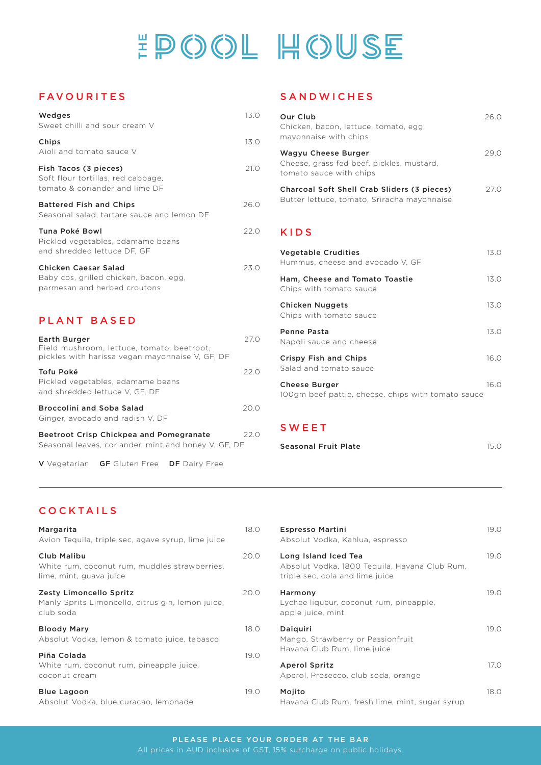# THE POOL HOUSE

## FAVOURITES

**Wedges** — 13.0
Sweet chilli and sour cream V

**Chips** — 13.0
Aioli and tomato sauce V

**Fish Tacos (3 pieces)** — 21.0
Soft flour tortillas, red cabbage, tomato & coriander and lime DF

**Battered Fish and Chips** — 26.0
Seasonal salad, tartare sauce and lemon DF

**Tuna Poké Bowl** — 22.0
Pickled vegetables, edamame beans and shredded lettuce DF, GF

**Chicken Caesar Salad** — 23.0
Baby cos, grilled chicken, bacon, egg, parmesan and herbed croutons

## PLANT BASED

**Earth Burger** — 27.0
Field mushroom, lettuce, tomato, beetroot, pickles with harissa vegan mayonnaise V, GF, DF

**Tofu Poké** — 22.0
Pickled vegetables, edamame beans and shredded lettuce V, GF, DF

**Broccolini and Soba Salad** — 20.0
Ginger, avocado and radish V, DF

**Beetroot Crisp Chickpea and Pomegranate** — 22.0
Seasonal leaves, coriander, mint and honey V, GF, DF

**V** Vegetarian **GF** Gluten Free **DF** Dairy Free

## SANDWICHES

**Our Club** — 26.0
Chicken, bacon, lettuce, tomato, egg, mayonnaise with chips

**Wagyu Cheese Burger** — 29.0
Cheese, grass fed beef, pickles, mustard, tomato sauce with chips

**Charcoal Soft Shell Crab Sliders (3 pieces)** — 27.0
Butter lettuce, tomato, Sriracha mayonnaise

## KIDS

**Vegetable Crudities** — 13.0
Hummus, cheese and avocado V, GF

**Ham, Cheese and Tomato Toastie** — 13.0
Chips with tomato sauce

**Chicken Nuggets** — 13.0
Chips with tomato sauce

**Penne Pasta** — 13.0
Napoli sauce and cheese

**Crispy Fish and Chips** — 16.0
Salad and tomato sauce

**Cheese Burger** — 16.0
100gm beef pattie, cheese, chips with tomato sauce

## SWEET

**Seasonal Fruit Plate** — 15.0

## COCKTAILS

**Margarita** — 18.0
Avion Tequila, triple sec, agave syrup, lime juice

**Club Malibu** — 20.0
White rum, coconut rum, muddles strawberries, lime, mint, guava juice

**Zesty Limoncello Spritz** — 20.0
Manly Sprits Limoncello, citrus gin, lemon juice, club soda

**Bloody Mary** — 18.0
Absolut Vodka, lemon & tomato juice, tabasco

**Piña Colada** — 19.0
White rum, coconut rum, pineapple juice, coconut cream

**Blue Lagoon** — 19.0
Absolut Vodka, blue curacao, lemonade

**Espresso Martini** — 19.0
Absolut Vodka, Kahlua, espresso

**Long Island Iced Tea** — 19.0
Absolut Vodka, 1800 Tequila, Havana Club Rum, triple sec, cola and lime juice

**Harmony** — 19.0
Lychee liqueur, coconut rum, pineapple, apple juice, mint

**Daiquiri** — 19.0
Mango, Strawberry or Passionfruit Havana Club Rum, lime juice

**Aperol Spritz** — 17.0
Aperol, Prosecco, club soda, orange

**Mojito** — 18.0
Havana Club Rum, fresh lime, mint, sugar syrup

**PLEASE PLACE YOUR ORDER AT THE BAR**

All prices in AUD inclusive of GST, 15% surcharge on public holidays.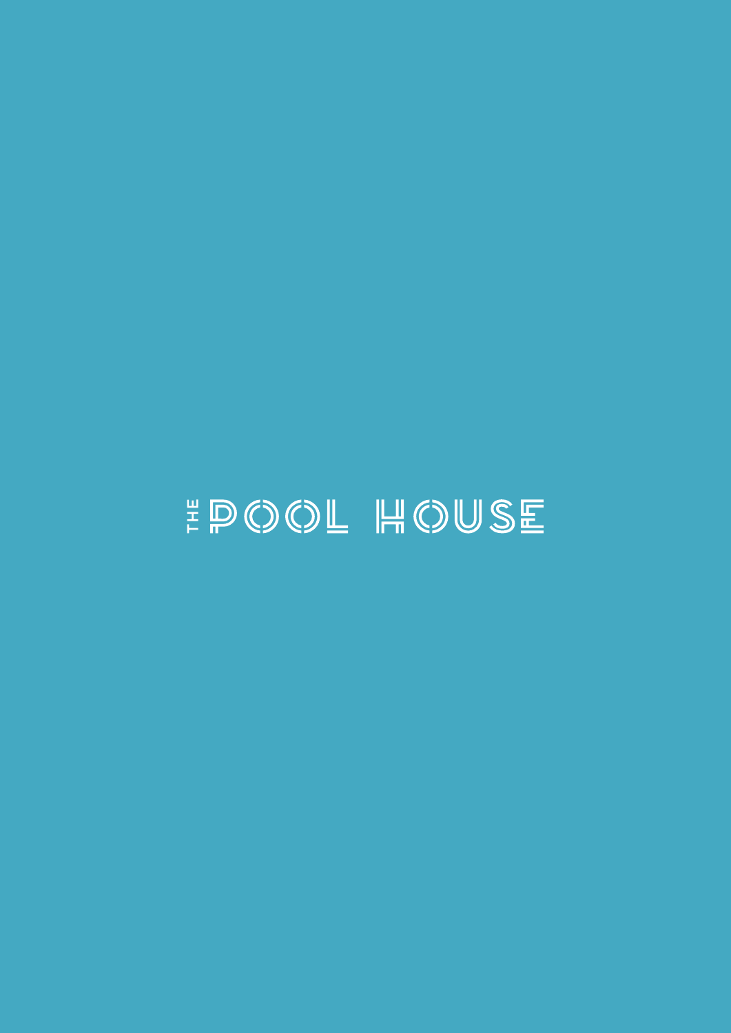THE POOL HOUSE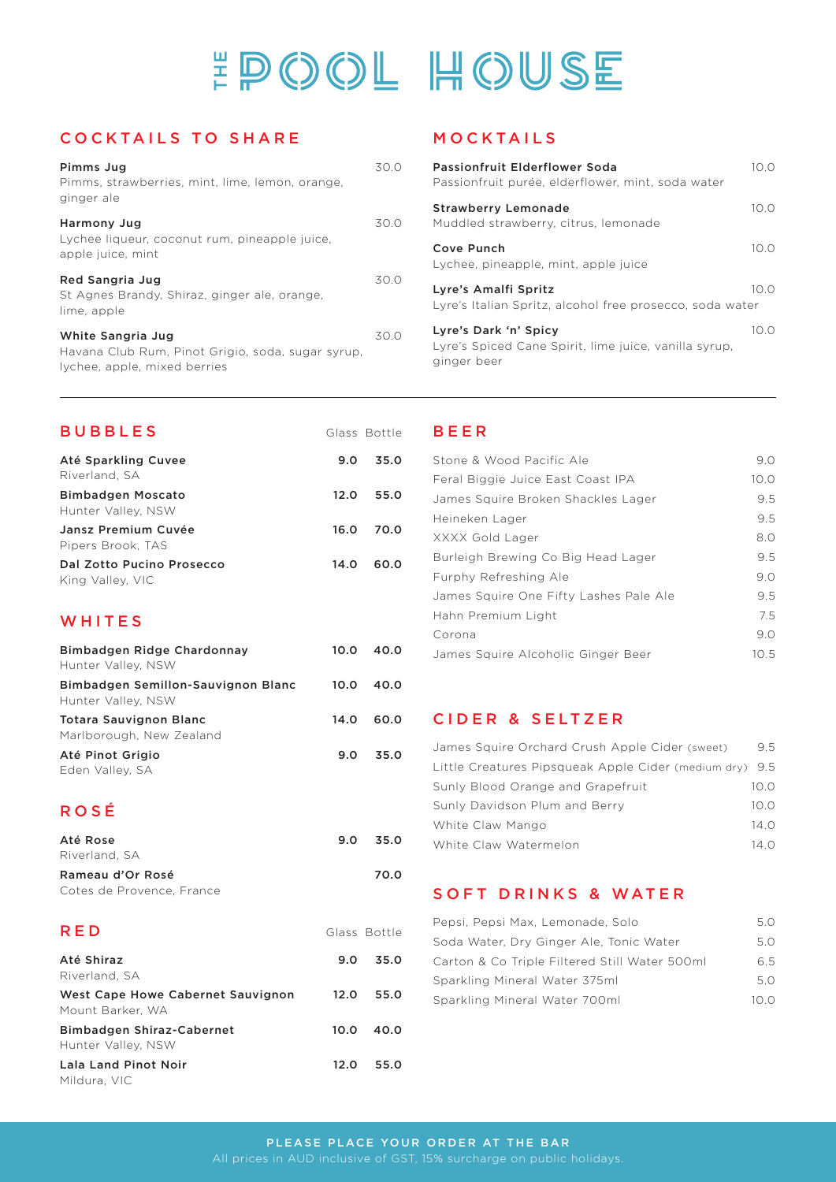# THE POOL HOUSE

## COCKTAILS TO SHARE

**Pimms Jug** 30.0
Pimms, strawberries, mint, lime, lemon, orange, ginger ale

**Harmony Jug** 30.0
Lychee liqueur, coconut rum, pineapple juice, apple juice, mint

**Red Sangria Jug** 30.0
St Agnes Brandy, Shiraz, ginger ale, orange, lime, apple

**White Sangria Jug** 30.0
Havana Club Rum, Pinot Grigio, soda, sugar syrup, lychee, apple, mixed berries

## MOCKTAILS

**Passionfruit Elderflower Soda** 10.0
Passionfruit purée, elderflower, mint, soda water

**Strawberry Lemonade** 10.0
Muddled strawberry, citrus, lemonade

**Cove Punch** 10.0
Lychee, pineapple, mint, apple juice

**Lyre's Amalfi Spritz** 10.0
Lyre's Italian Spritz, alcohol free prosecco, soda water

**Lyre's Dark 'n' Spicy** 10.0
Lyre's Spiced Cane Spirit, lime juice, vanilla syrup, ginger beer

## BUBBLES

| | Glass | Bottle |
|---|---|---|
| **Até Sparkling Cuvee**<br>Riverland, SA | 9.0 | 35.0 |
| **Bimbadgen Moscato**<br>Hunter Valley, NSW | 12.0 | 55.0 |
| **Jansz Premium Cuvée**<br>Pipers Brook, TAS | 16.0 | 70.0 |
| **Dal Zotto Pucino Prosecco**<br>King Valley, VIC | 14.0 | 60.0 |

## WHITES

| | Glass | Bottle |
|---|---|---|
| **Bimbadgen Ridge Chardonnay**<br>Hunter Valley, NSW | 10.0 | 40.0 |
| **Bimbadgen Semillon-Sauvignon Blanc**<br>Hunter Valley, NSW | 10.0 | 40.0 |
| **Totara Sauvignon Blanc**<br>Marlborough, New Zealand | 14.0 | 60.0 |
| **Até Pinot Grigio**<br>Eden Valley, SA | 9.0 | 35.0 |

## ROSÉ

| | Glass | Bottle |
|---|---|---|
| **Até Rose**<br>Riverland, SA | 9.0 | 35.0 |
| **Rameau d'Or Rosé**<br>Cotes de Provence, France | | 70.0 |

## RED

| | Glass | Bottle |
|---|---|---|
| **Até Shiraz**<br>Riverland, SA | 9.0 | 35.0 |
| **West Cape Howe Cabernet Sauvignon**<br>Mount Barker, WA | 12.0 | 55.0 |
| **Bimbadgen Shiraz-Cabernet**<br>Hunter Valley, NSW | 10.0 | 40.0 |
| **Lala Land Pinot Noir**<br>Mildura, VIC | 12.0 | 55.0 |

## BEER

| | |
|---|---|
| Stone & Wood Pacific Ale | 9.0 |
| Feral Biggie Juice East Coast IPA | 10.0 |
| James Squire Broken Shackles Lager | 9.5 |
| Heineken Lager | 9.5 |
| XXXX Gold Lager | 8.0 |
| Burleigh Brewing Co Big Head Lager | 9.5 |
| Furphy Refreshing Ale | 9.0 |
| James Squire One Fifty Lashes Pale Ale | 9.5 |
| Hahn Premium Light | 7.5 |
| Corona | 9.0 |
| James Squire Alcoholic Ginger Beer | 10.5 |

## CIDER & SELTZER

| | |
|---|---|
| James Squire Orchard Crush Apple Cider (sweet) | 9.5 |
| Little Creatures Pipsqueak Apple Cider (medium dry) | 9.5 |
| Sunly Blood Orange and Grapefruit | 10.0 |
| Sunly Davidson Plum and Berry | 10.0 |
| White Claw Mango | 14.0 |
| White Claw Watermelon | 14.0 |

## SOFT DRINKS & WATER

| | |
|---|---|
| Pepsi, Pepsi Max, Lemonade, Solo | 5.0 |
| Soda Water, Dry Ginger Ale, Tonic Water | 5.0 |
| Carton & Co Triple Filtered Still Water 500ml | 6.5 |
| Sparkling Mineral Water 375ml | 5.0 |
| Sparkling Mineral Water 700ml | 10.0 |

**PLEASE PLACE YOUR ORDER AT THE BAR**

All prices in AUD inclusive of GST, 15% surcharge on public holidays.